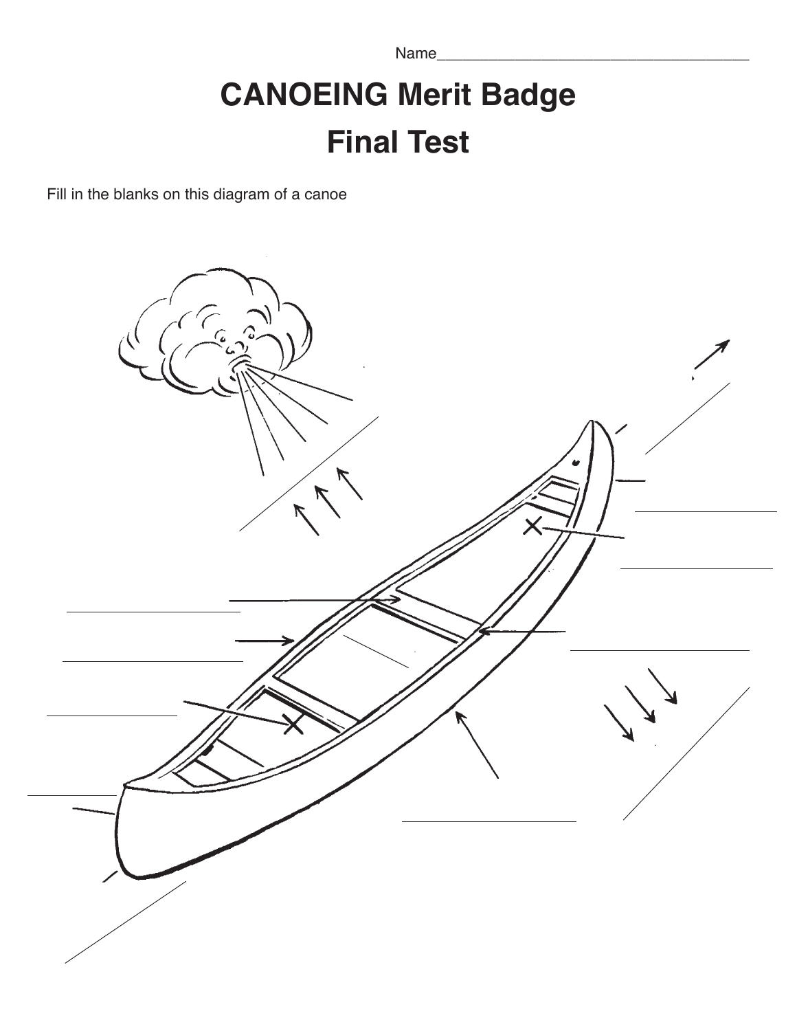Name____________________________________

# CANOEING Merit Badge

# Final Test

Fill in the blanks on this diagram of a canoe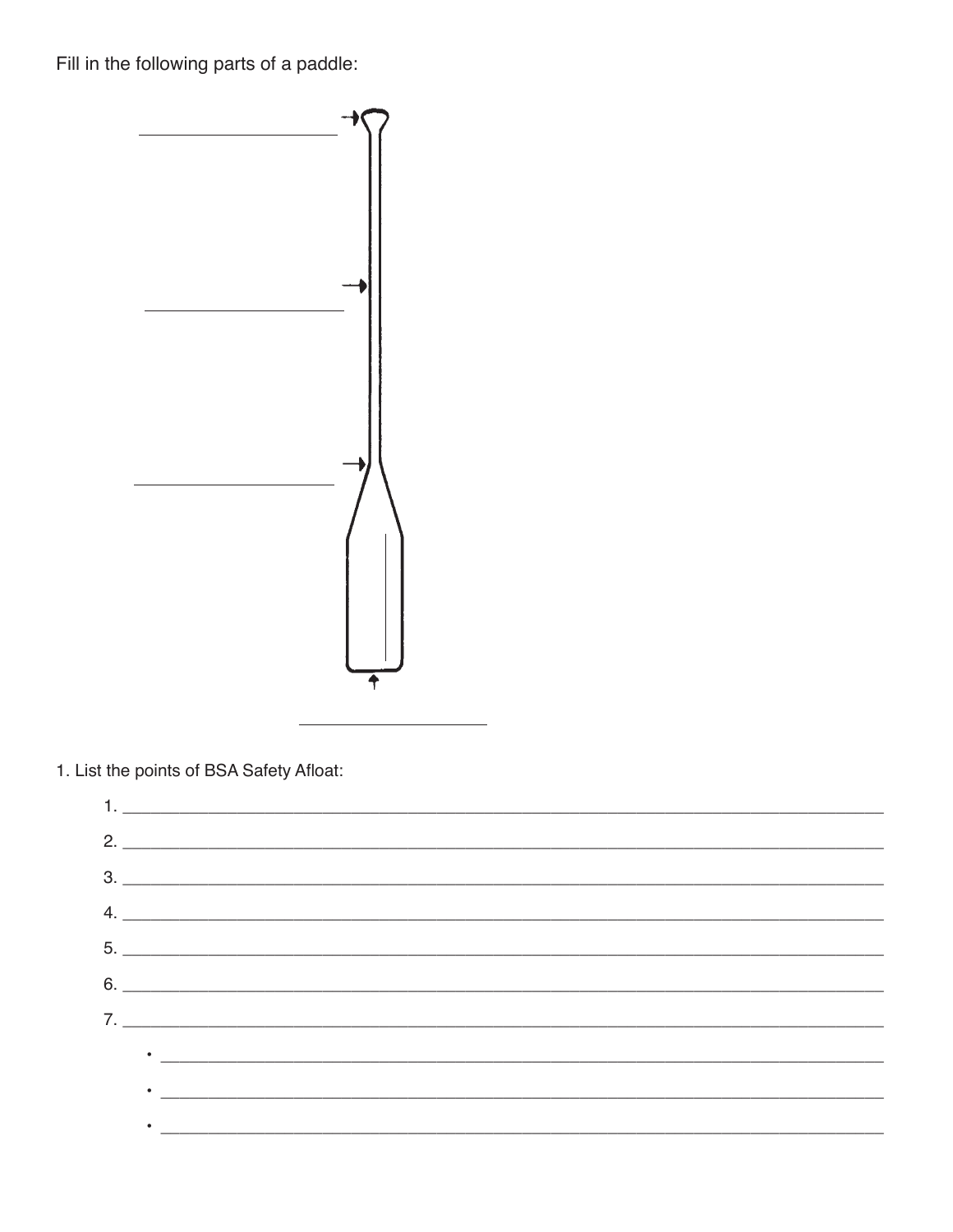Fill in the following parts of a paddle:

____________________

____________________

____________________

____________________

1. List the points of BSA Safety Afloat:

1. ______________________________
2. ______________________________
3. ______________________________
4. ______________________________
5. ______________________________
6. ______________________________
7. ______________________________
   - ______________________________
   - ______________________________
   - ______________________________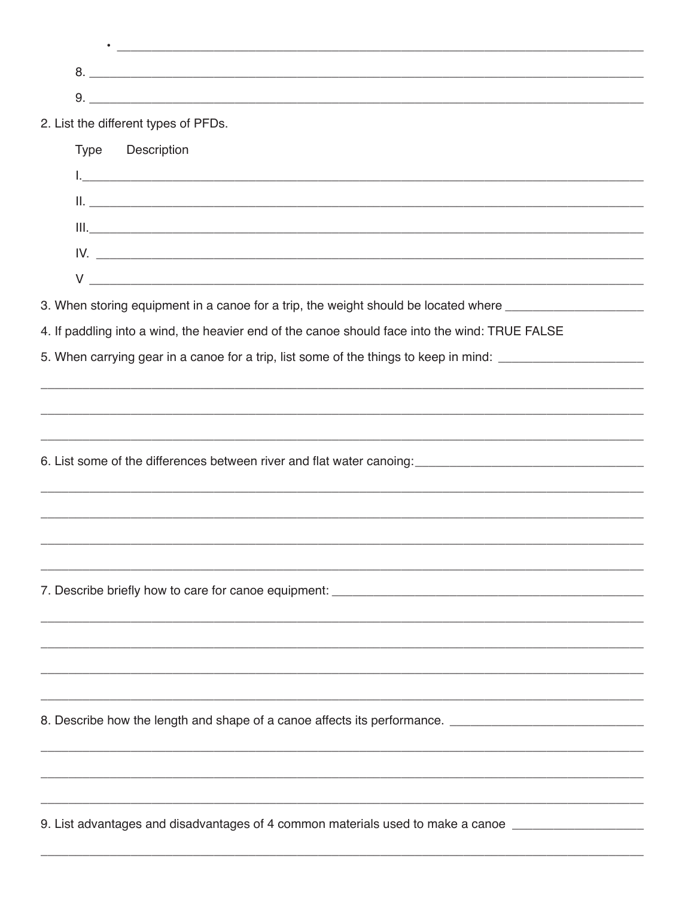- ______________________________________________________________________

8. ______________________________________________________________________

9. ______________________________________________________________________

2. List the different types of PFDs.

Type Description

I.______________________________________________________________________

II. ______________________________________________________________________

III.______________________________________________________________________

IV. ______________________________________________________________________

V ______________________________________________________________________

3. When storing equipment in a canoe for a trip, the weight should be located where ____________________

4. If paddling into a wind, the heavier end of the canoe should face into the wind: TRUE FALSE

5. When carrying gear in a canoe for a trip, list some of the things to keep in mind: ____________________

______________________________________________________________________

______________________________________________________________________

______________________________________________________________________

6. List some of the differences between river and flat water canoing:________________________________

______________________________________________________________________

______________________________________________________________________

______________________________________________________________________

______________________________________________________________________

7. Describe briefly how to care for canoe equipment: _____________________________________________

______________________________________________________________________

______________________________________________________________________

______________________________________________________________________

______________________________________________________________________

8. Describe how the length and shape of a canoe affects its performance. ___________________________

______________________________________________________________________

______________________________________________________________________

______________________________________________________________________

9. List advantages and disadvantages of 4 common materials used to make a canoe __________________

______________________________________________________________________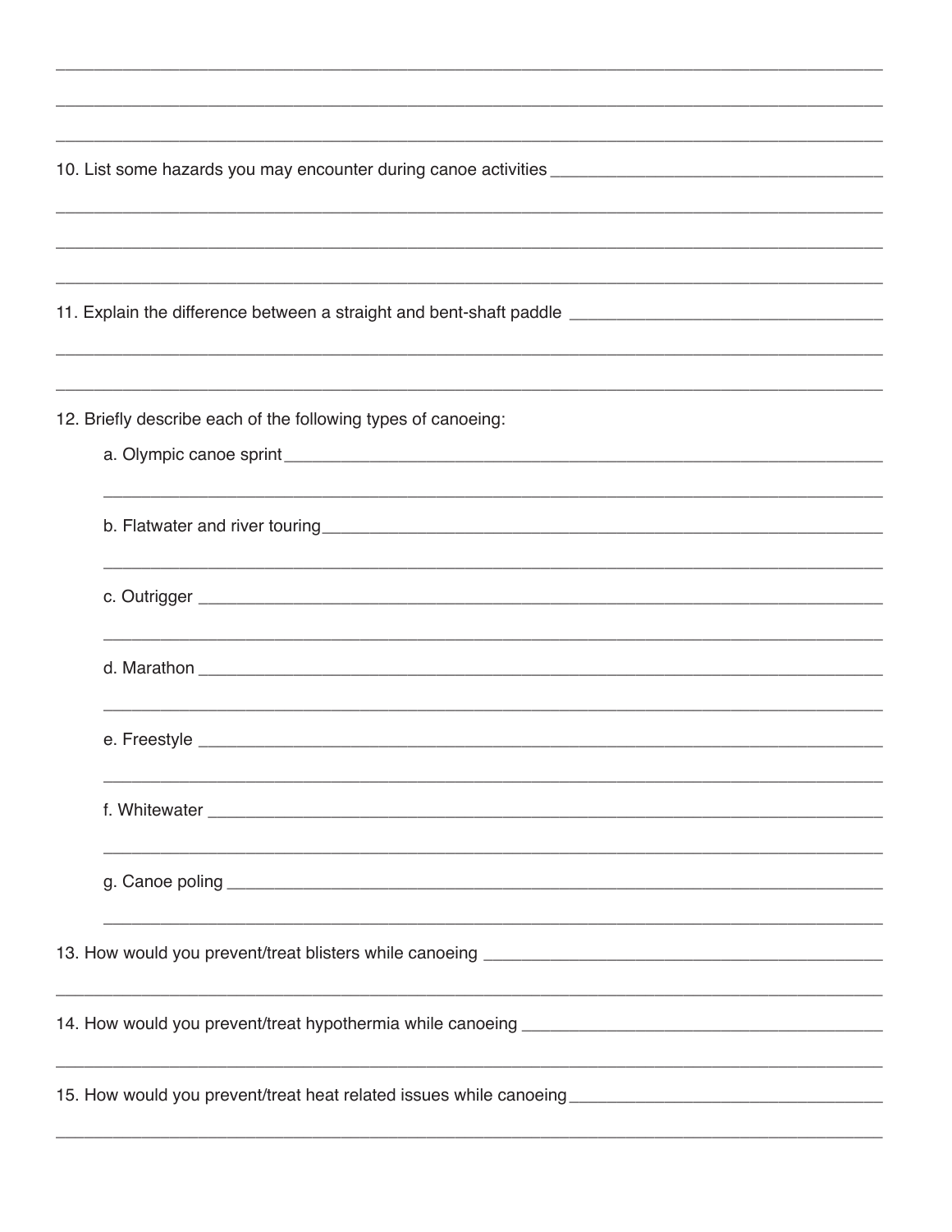10. List some hazards you may encounter during canoe activities

11. Explain the difference between a straight and bent-shaft paddle

12. Briefly describe each of the following types of canoeing:

    a. Olympic canoe sprint

    b. Flatwater and river touring

    c. Outrigger

    d. Marathon

    e. Freestyle

    f. Whitewater

    g. Canoe poling

13. How would you prevent/treat blisters while canoeing

14. How would you prevent/treat hypothermia while canoeing

15. How would you prevent/treat heat related issues while canoeing